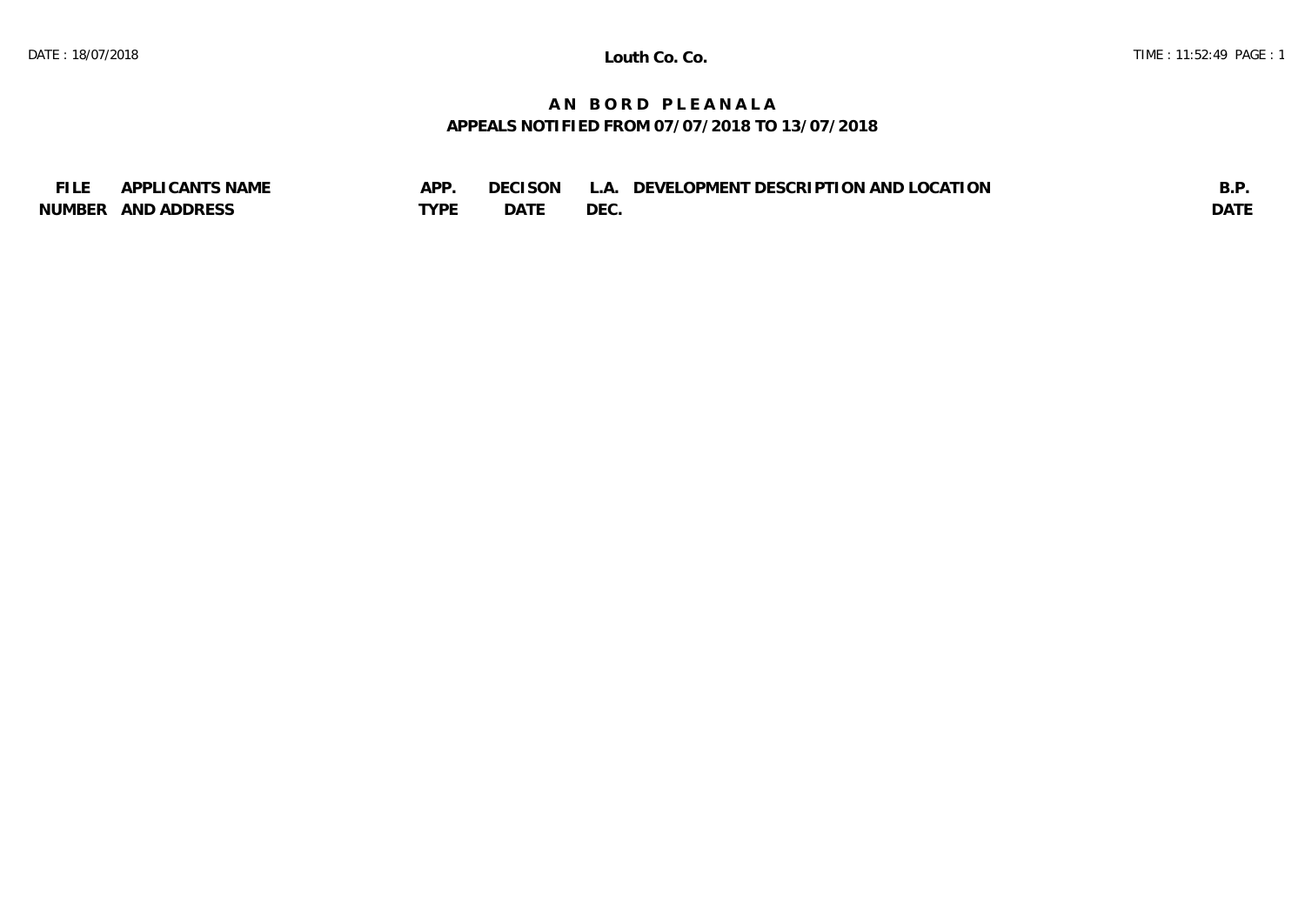Louth Co. Co.

# AN BORD PLEANALA
## APPEALS NOTIFIED FROM 07/07/2018 TO 13/07/2018

| FILE NUMBER | APPLICANTS NAME AND ADDRESS | APP. TYPE | DECISON DATE | L.A. DEC. | DEVELOPMENT DESCRIPTION AND LOCATION | B.P. DATE |
|---|---|---|---|---|---|---|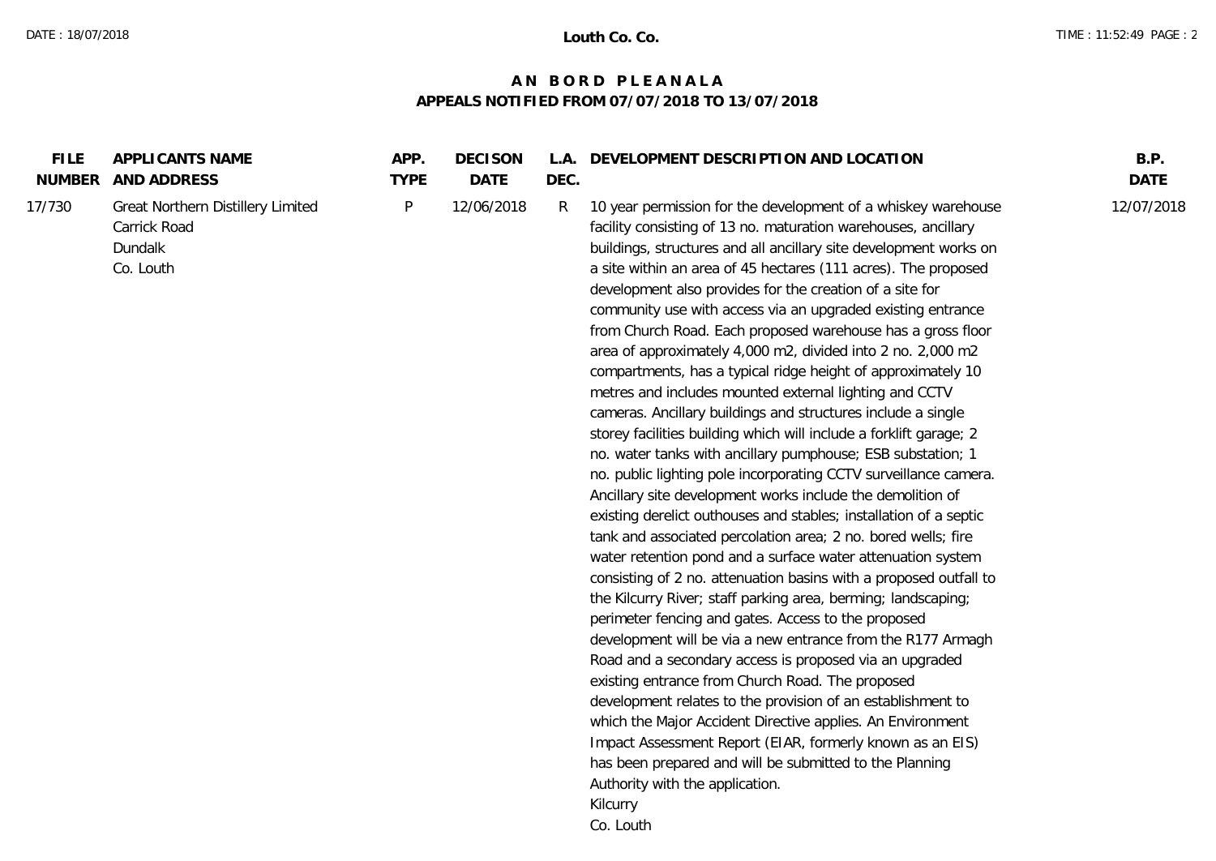# AN BORD PLEANALA
## APPEALS NOTIFIED FROM 07/07/2018 TO 13/07/2018

| FILE NUMBER | APPLICANTS NAME AND ADDRESS | APP. TYPE | DECISON DATE | L.A. DEC. | DEVELOPMENT DESCRIPTION AND LOCATION | B.P. DATE |
|---|---|---|---|---|---|---|
| 17/730 | Great Northern Distillery Limited<br>Carrick Road<br>Dundalk<br>Co. Louth | P | 12/06/2018 | R | 10 year permission for the development of a whiskey warehouse facility consisting of 13 no. maturation warehouses, ancillary buildings, structures and all ancillary site development works on a site within an area of 45 hectares (111 acres). The proposed development also provides for the creation of a site for community use with access via an upgraded existing entrance from Church Road. Each proposed warehouse has a gross floor area of approximately 4,000 m2, divided into 2 no. 2,000 m2 compartments, has a typical ridge height of approximately 10 metres and includes mounted external lighting and CCTV cameras. Ancillary buildings and structures include a single storey facilities building which will include a forklift garage; 2 no. water tanks with ancillary pumphouse; ESB substation; 1 no. public lighting pole incorporating CCTV surveillance camera. Ancillary site development works include the demolition of existing derelict outhouses and stables; installation of a septic tank and associated percolation area; 2 no. bored wells; fire water retention pond and a surface water attenuation system consisting of 2 no. attenuation basins with a proposed outfall to the Kilcurry River; staff parking area, berming; landscaping; perimeter fencing and gates. Access to the proposed development will be via a new entrance from the R177 Armagh Road and a secondary access is proposed via an upgraded existing entrance from Church Road. The proposed development relates to the provision of an establishment to which the Major Accident Directive applies. An Environment Impact Assessment Report (EIAR, formerly known as an EIS) has been prepared and will be submitted to the Planning Authority with the application.<br>Kilcurry<br>Co. Louth | 12/07/2018 |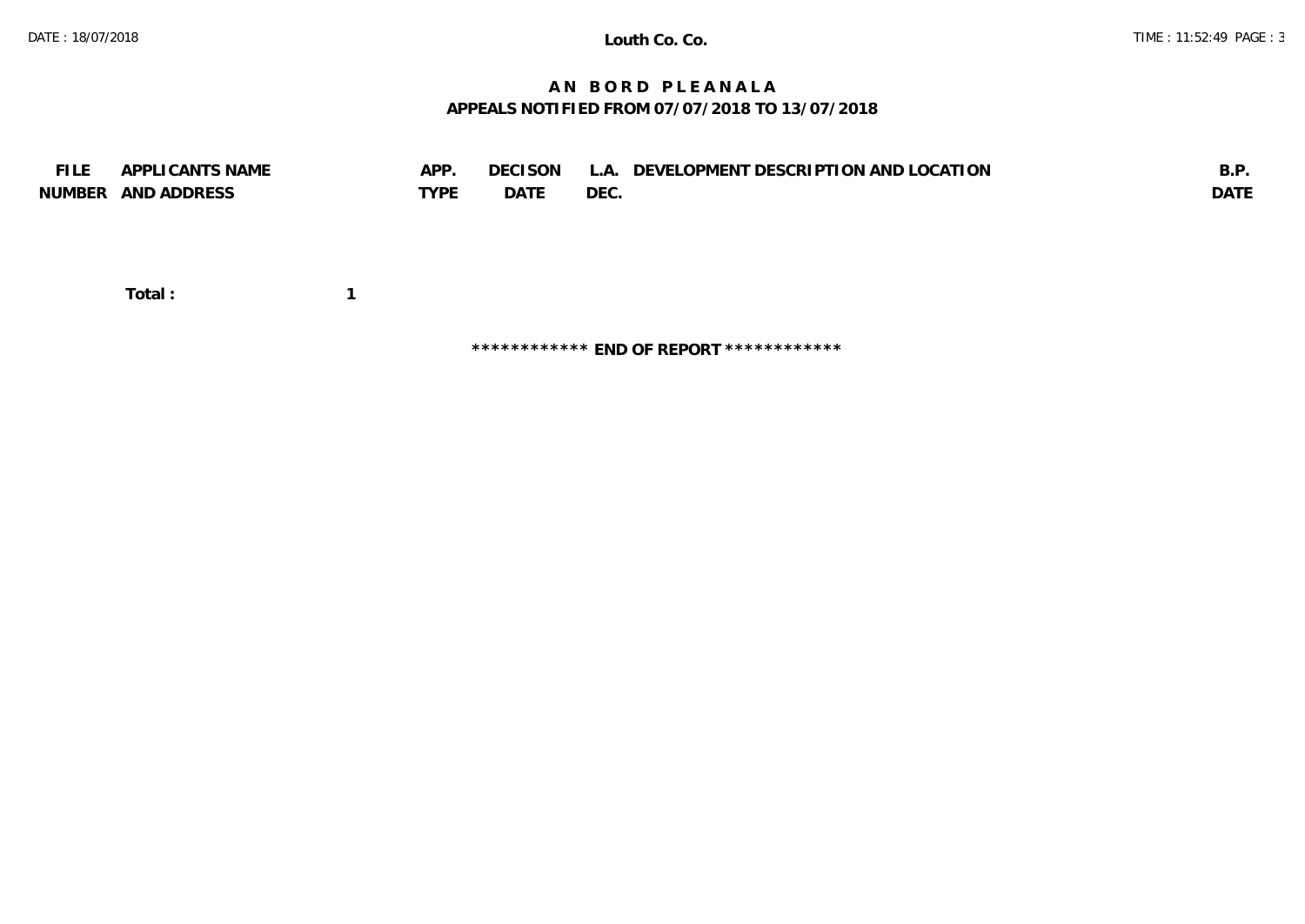# A N B O R D P L E A N A L A

## APPEALS NOTIFIED FROM 07/07/2018 TO 13/07/2018

| FILE NUMBER | APPLICANTS NAME AND ADDRESS | APP. TYPE | DECISON DATE | L.A. DEC. | DEVELOPMENT DESCRIPTION AND LOCATION | B.P. DATE |
|---|---|---|---|---|---|---|

**Total : 1**

**\************ END OF REPORT \************